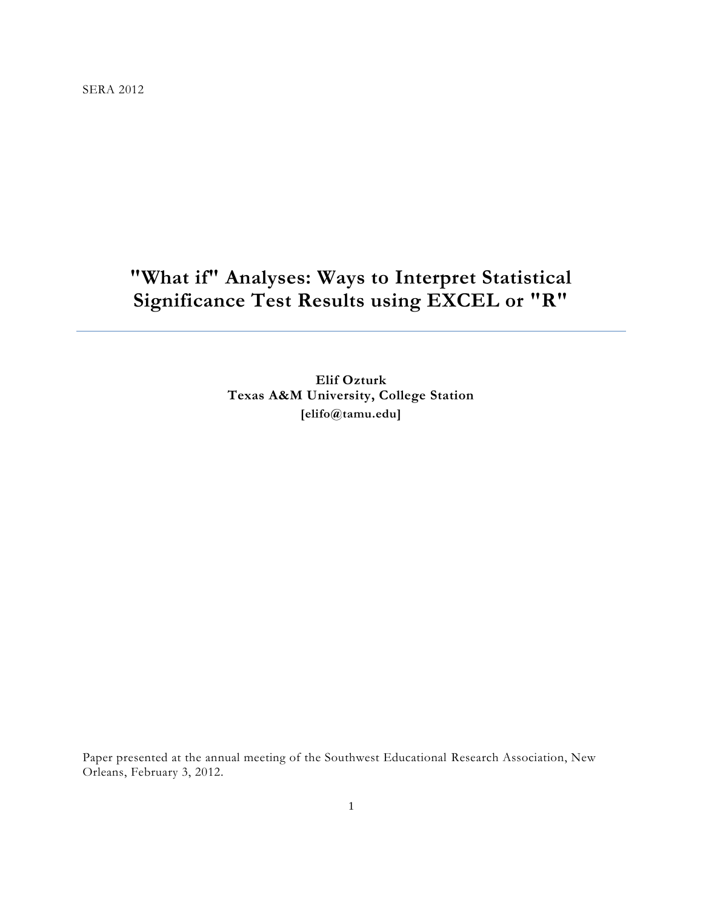SERA 2012

# "What if" Analyses: Ways to Interpret Statistical Significance Test Results using EXCEL or "R"

**Elif Ozturk**
**Texas A&M University, College Station**
**[elifo@tamu.edu]**

Paper presented at the annual meeting of the Southwest Educational Research Association, New Orleans, February 3, 2012.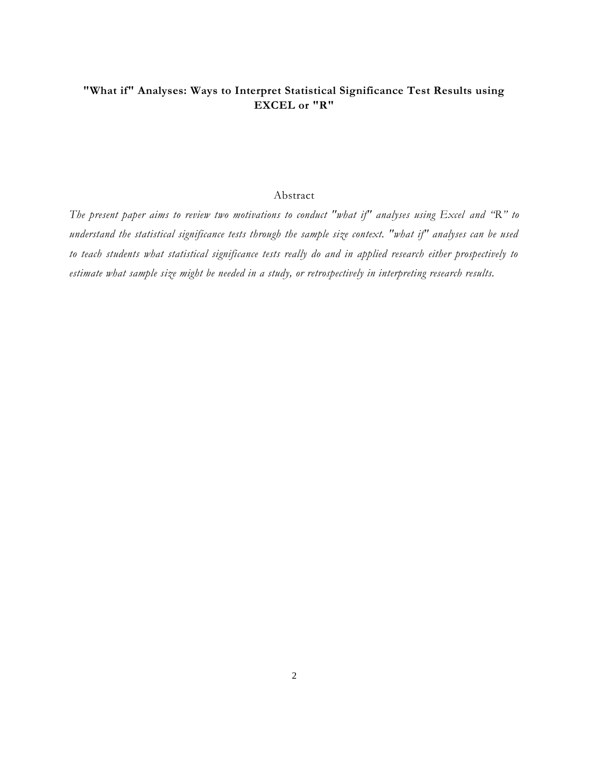**"What if" Analyses: Ways to Interpret Statistical Significance Test Results using EXCEL or "R"**

## Abstract

*The present paper aims to review two motivations to conduct "what if" analyses using Excel and "R" to understand the statistical significance tests through the sample size context. "what if" analyses can be used to teach students what statistical significance tests really do and in applied research either prospectively to estimate what sample size might be needed in a study, or retrospectively in interpreting research results.*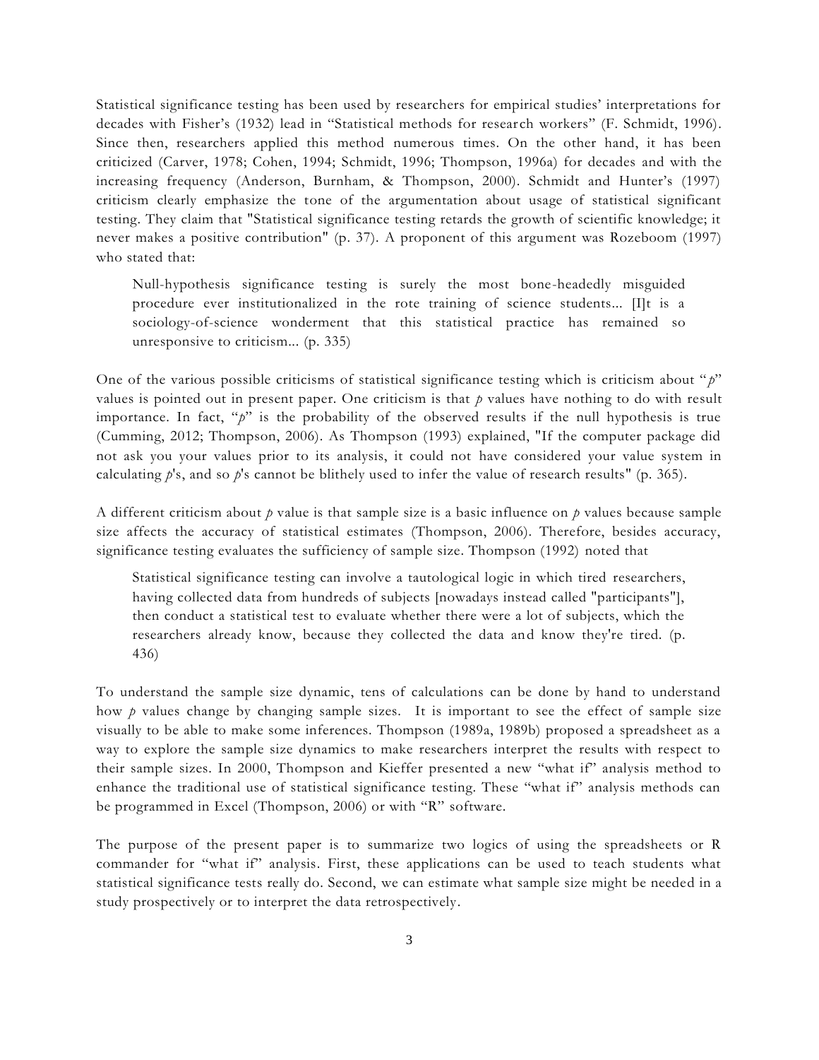Statistical significance testing has been used by researchers for empirical studies' interpretations for decades with Fisher's (1932) lead in "Statistical methods for research workers" (F. Schmidt, 1996). Since then, researchers applied this method numerous times. On the other hand, it has been criticized (Carver, 1978; Cohen, 1994; Schmidt, 1996; Thompson, 1996a) for decades and with the increasing frequency (Anderson, Burnham, & Thompson, 2000). Schmidt and Hunter's (1997) criticism clearly emphasize the tone of the argumentation about usage of statistical significant testing. They claim that "Statistical significance testing retards the growth of scientific knowledge; it never makes a positive contribution" (p. 37). A proponent of this argument was Rozeboom (1997) who stated that:

> Null-hypothesis significance testing is surely the most bone-headedly misguided procedure ever institutionalized in the rote training of science students... [I]t is a sociology-of-science wonderment that this statistical practice has remained so unresponsive to criticism... (p. 335)

One of the various possible criticisms of statistical significance testing which is criticism about "*p*" values is pointed out in present paper. One criticism is that *p* values have nothing to do with result importance. In fact, "*p*" is the probability of the observed results if the null hypothesis is true (Cumming, 2012; Thompson, 2006). As Thompson (1993) explained, "If the computer package did not ask you your values prior to its analysis, it could not have considered your value system in calculating *p*'s, and so *p*'s cannot be blithely used to infer the value of research results" (p. 365).

A different criticism about *p* value is that sample size is a basic influence on *p* values because sample size affects the accuracy of statistical estimates (Thompson, 2006). Therefore, besides accuracy, significance testing evaluates the sufficiency of sample size. Thompson (1992) noted that

> Statistical significance testing can involve a tautological logic in which tired researchers, having collected data from hundreds of subjects [nowadays instead called "participants"], then conduct a statistical test to evaluate whether there were a lot of subjects, which the researchers already know, because they collected the data and know they're tired. (p. 436)

To understand the sample size dynamic, tens of calculations can be done by hand to understand how *p* values change by changing sample sizes. It is important to see the effect of sample size visually to be able to make some inferences. Thompson (1989a, 1989b) proposed a spreadsheet as a way to explore the sample size dynamics to make researchers interpret the results with respect to their sample sizes. In 2000, Thompson and Kieffer presented a new "what if" analysis method to enhance the traditional use of statistical significance testing. These "what if" analysis methods can be programmed in Excel (Thompson, 2006) or with "R" software.

The purpose of the present paper is to summarize two logics of using the spreadsheets or R commander for "what if" analysis. First, these applications can be used to teach students what statistical significance tests really do. Second, we can estimate what sample size might be needed in a study prospectively or to interpret the data retrospectively.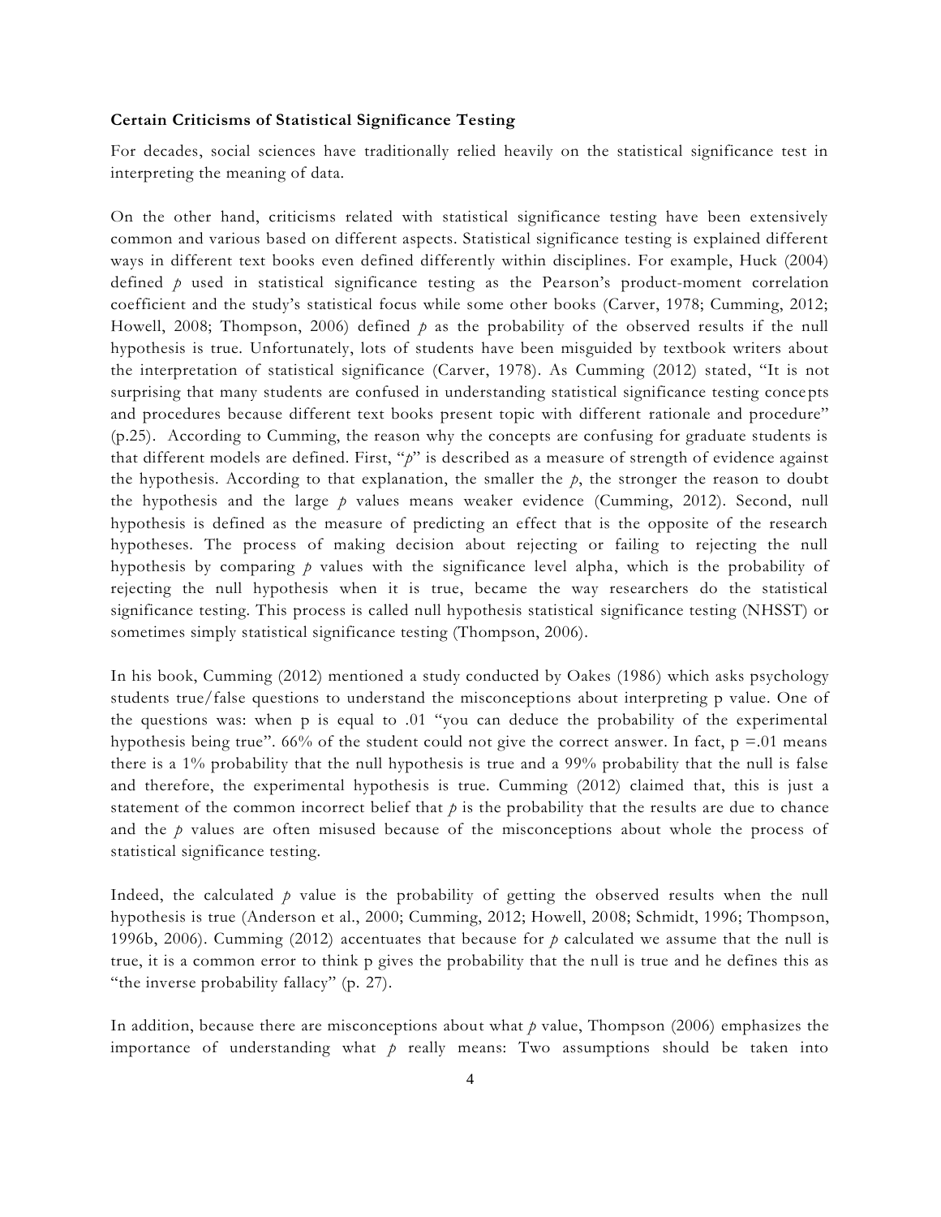**Certain Criticisms of Statistical Significance Testing**

For decades, social sciences have traditionally relied heavily on the statistical significance test in interpreting the meaning of data.

On the other hand, criticisms related with statistical significance testing have been extensively common and various based on different aspects. Statistical significance testing is explained different ways in different text books even defined differently within disciplines. For example, Huck (2004) defined *p* used in statistical significance testing as the Pearson's product-moment correlation coefficient and the study's statistical focus while some other books (Carver, 1978; Cumming, 2012; Howell, 2008; Thompson, 2006) defined *p* as the probability of the observed results if the null hypothesis is true. Unfortunately, lots of students have been misguided by textbook writers about the interpretation of statistical significance (Carver, 1978). As Cumming (2012) stated, "It is not surprising that many students are confused in understanding statistical significance testing concepts and procedures because different text books present topic with different rationale and procedure" (p.25). According to Cumming, the reason why the concepts are confusing for graduate students is that different models are defined. First, "*p*" is described as a measure of strength of evidence against the hypothesis. According to that explanation, the smaller the *p*, the stronger the reason to doubt the hypothesis and the large *p* values means weaker evidence (Cumming, 2012). Second, null hypothesis is defined as the measure of predicting an effect that is the opposite of the research hypotheses. The process of making decision about rejecting or failing to rejecting the null hypothesis by comparing *p* values with the significance level alpha, which is the probability of rejecting the null hypothesis when it is true, became the way researchers do the statistical significance testing. This process is called null hypothesis statistical significance testing (NHSST) or sometimes simply statistical significance testing (Thompson, 2006).

In his book, Cumming (2012) mentioned a study conducted by Oakes (1986) which asks psychology students true/false questions to understand the misconceptions about interpreting p value. One of the questions was: when p is equal to .01 "you can deduce the probability of the experimental hypothesis being true". 66% of the student could not give the correct answer. In fact, $p = .01$ means there is a 1% probability that the null hypothesis is true and a 99% probability that the null is false and therefore, the experimental hypothesis is true. Cumming (2012) claimed that, this is just a statement of the common incorrect belief that *p* is the probability that the results are due to chance and the *p* values are often misused because of the misconceptions about whole the process of statistical significance testing.

Indeed, the calculated *p* value is the probability of getting the observed results when the null hypothesis is true (Anderson et al., 2000; Cumming, 2012; Howell, 2008; Schmidt, 1996; Thompson, 1996b, 2006). Cumming (2012) accentuates that because for *p* calculated we assume that the null is true, it is a common error to think p gives the probability that the null is true and he defines this as "the inverse probability fallacy" (p. 27).

In addition, because there are misconceptions about what *p* value, Thompson (2006) emphasizes the importance of understanding what *p* really means: Two assumptions should be taken into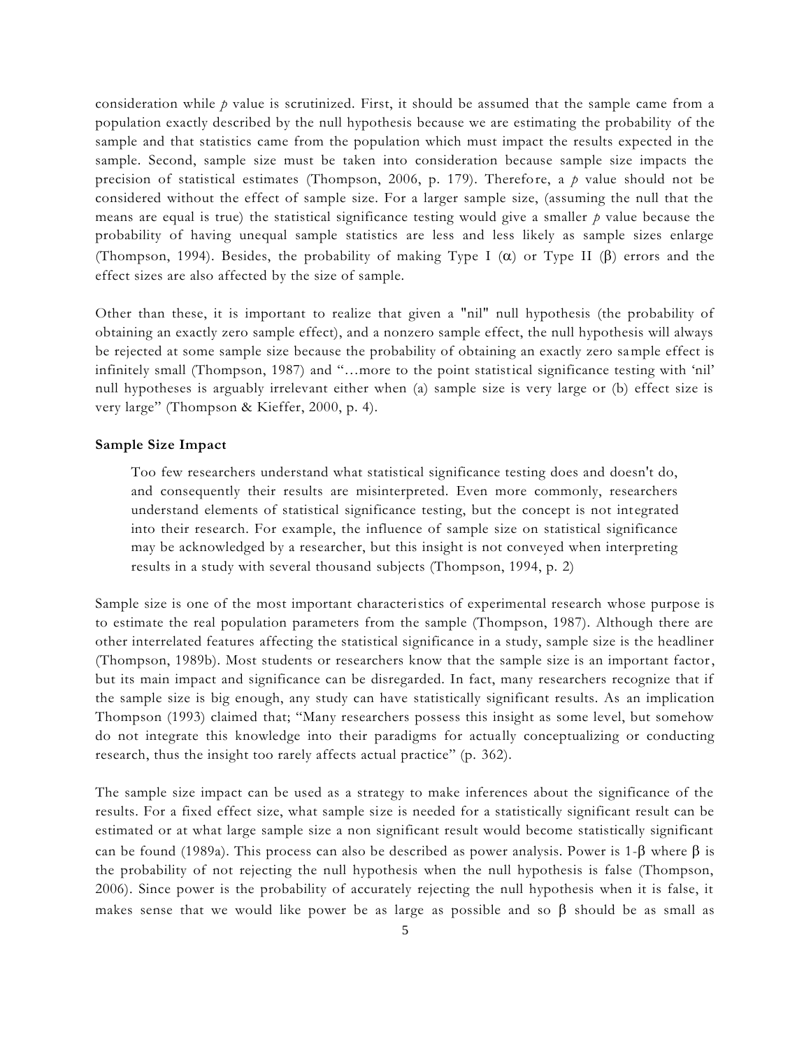consideration while *p* value is scrutinized. First, it should be assumed that the sample came from a population exactly described by the null hypothesis because we are estimating the probability of the sample and that statistics came from the population which must impact the results expected in the sample. Second, sample size must be taken into consideration because sample size impacts the precision of statistical estimates (Thompson, 2006, p. 179). Therefore, a *p* value should not be considered without the effect of sample size. For a larger sample size, (assuming the null that the means are equal is true) the statistical significance testing would give a smaller *p* value because the probability of having unequal sample statistics are less and less likely as sample sizes enlarge (Thompson, 1994). Besides, the probability of making Type I ($\alpha$) or Type II ($\beta$) errors and the effect sizes are also affected by the size of sample.

Other than these, it is important to realize that given a "nil" null hypothesis (the probability of obtaining an exactly zero sample effect), and a nonzero sample effect, the null hypothesis will always be rejected at some sample size because the probability of obtaining an exactly zero sample effect is infinitely small (Thompson, 1987) and "…more to the point statistical significance testing with 'nil' null hypotheses is arguably irrelevant either when (a) sample size is very large or (b) effect size is very large" (Thompson & Kieffer, 2000, p. 4).

**Sample Size Impact**

> Too few researchers understand what statistical significance testing does and doesn't do, and consequently their results are misinterpreted. Even more commonly, researchers understand elements of statistical significance testing, but the concept is not integrated into their research. For example, the influence of sample size on statistical significance may be acknowledged by a researcher, but this insight is not conveyed when interpreting results in a study with several thousand subjects (Thompson, 1994, p. 2)

Sample size is one of the most important characteristics of experimental research whose purpose is to estimate the real population parameters from the sample (Thompson, 1987). Although there are other interrelated features affecting the statistical significance in a study, sample size is the headliner (Thompson, 1989b). Most students or researchers know that the sample size is an important factor, but its main impact and significance can be disregarded. In fact, many researchers recognize that if the sample size is big enough, any study can have statistically significant results. As an implication Thompson (1993) claimed that; "Many researchers possess this insight as some level, but somehow do not integrate this knowledge into their paradigms for actually conceptualizing or conducting research, thus the insight too rarely affects actual practice" (p. 362).

The sample size impact can be used as a strategy to make inferences about the significance of the results. For a fixed effect size, what sample size is needed for a statistically significant result can be estimated or at what large sample size a non significant result would become statistically significant can be found (1989a). This process can also be described as power analysis. Power is 1-$\beta$ where $\beta$ is the probability of not rejecting the null hypothesis when the null hypothesis is false (Thompson, 2006). Since power is the probability of accurately rejecting the null hypothesis when it is false, it makes sense that we would like power be as large as possible and so $\beta$ should be as small as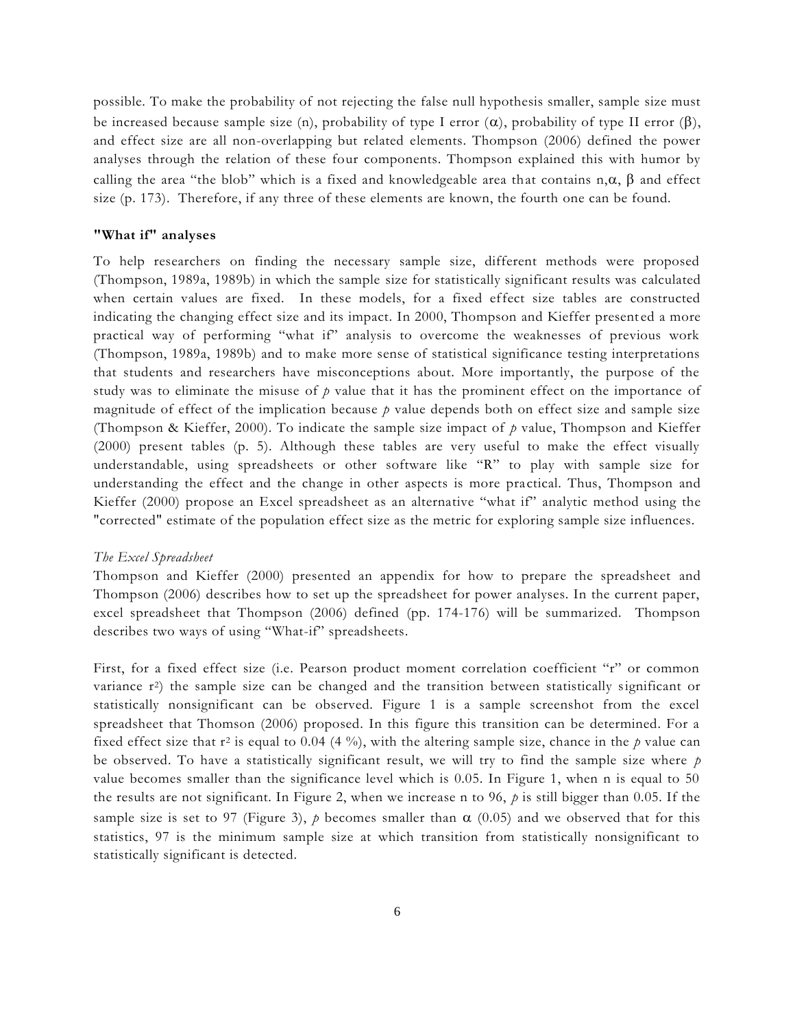possible. To make the probability of not rejecting the false null hypothesis smaller, sample size must be increased because sample size (n), probability of type I error ($\alpha$), probability of type II error ($\beta$), and effect size are all non-overlapping but related elements. Thompson (2006) defined the power analyses through the relation of these four components. Thompson explained this with humor by calling the area "the blob" which is a fixed and knowledgeable area that contains n,$\alpha$, $\beta$ and effect size (p. 173). Therefore, if any three of these elements are known, the fourth one can be found.

**"What if" analyses**

To help researchers on finding the necessary sample size, different methods were proposed (Thompson, 1989a, 1989b) in which the sample size for statistically significant results was calculated when certain values are fixed. In these models, for a fixed effect size tables are constructed indicating the changing effect size and its impact. In 2000, Thompson and Kieffer presented a more practical way of performing "what if" analysis to overcome the weaknesses of previous work (Thompson, 1989a, 1989b) and to make more sense of statistical significance testing interpretations that students and researchers have misconceptions about. More importantly, the purpose of the study was to eliminate the misuse of *p* value that it has the prominent effect on the importance of magnitude of effect of the implication because *p* value depends both on effect size and sample size (Thompson & Kieffer, 2000). To indicate the sample size impact of *p* value, Thompson and Kieffer (2000) present tables (p. 5). Although these tables are very useful to make the effect visually understandable, using spreadsheets or other software like "R" to play with sample size for understanding the effect and the change in other aspects is more practical. Thus, Thompson and Kieffer (2000) propose an Excel spreadsheet as an alternative "what if" analytic method using the "corrected" estimate of the population effect size as the metric for exploring sample size influences.

*The Excel Spreadsheet*

Thompson and Kieffer (2000) presented an appendix for how to prepare the spreadsheet and Thompson (2006) describes how to set up the spreadsheet for power analyses. In the current paper, excel spreadsheet that Thompson (2006) defined (pp. 174-176) will be summarized. Thompson describes two ways of using "What-if" spreadsheets.

First, for a fixed effect size (i.e. Pearson product moment correlation coefficient "r" or common variance $r^2$) the sample size can be changed and the transition between statistically significant or statistically nonsignificant can be observed. Figure 1 is a sample screenshot from the excel spreadsheet that Thomson (2006) proposed. In this figure this transition can be determined. For a fixed effect size that $r^2$ is equal to 0.04 (4 %), with the altering sample size, chance in the *p* value can be observed. To have a statistically significant result, we will try to find the sample size where *p* value becomes smaller than the significance level which is 0.05. In Figure 1, when n is equal to 50 the results are not significant. In Figure 2, when we increase n to 96, *p* is still bigger than 0.05. If the sample size is set to 97 (Figure 3), *p* becomes smaller than $\alpha$ (0.05) and we observed that for this statistics, 97 is the minimum sample size at which transition from statistically nonsignificant to statistically significant is detected.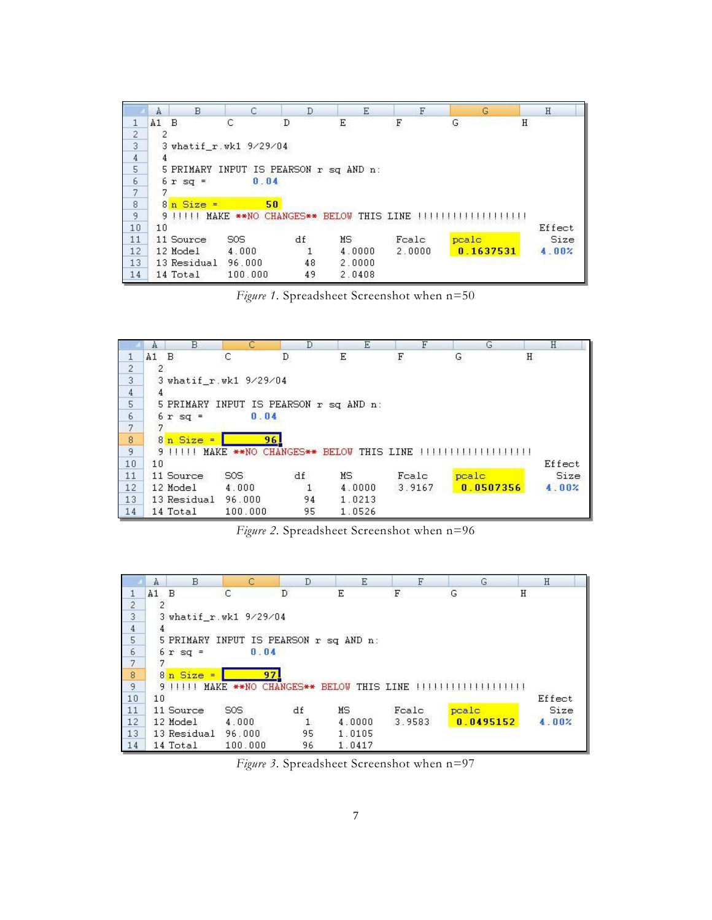|   | A | B | C | D | E | F | G | H |
|---|---|---|---|---|---|---|---|---|
| 1 | A1 | B | C | D | E | F | G | H |
| 2 | 2 | | | | | | | |
| 3 | 3 | whatif_r.wk1 9/29/04 | | | | | | |
| 4 | 4 | | | | | | | |
| 5 | 5 | PRIMARY INPUT IS PEARSON r sq AND n: | | | | | | |
| 6 | 6 | r sq = | 0.04 | | | | | |
| 7 | 7 | | | | | | | |
| 8 | 8 | n Size = | 50 | | | | | |
| 9 | 9 | !!!!! MAKE **NO CHANGES** BELOW THIS LINE !!!!!!!!!!!!!!!!!! | | | | | | |
| 10 | 10 | | | | | | | Effect |
| 11 | 11 | Source | SOS | df | MS | Fcalc | pcalc | Size |
| 12 | 12 | Model | 4.000 | 1 | 4.0000 | 2.0000 | 0.1637531 | 4.00% |
| 13 | 13 | Residual | 96.000 | 48 | 2.0000 | | | |
| 14 | 14 | Total | 100.000 | 49 | 2.0408 | | | |

*Figure 1*. Spreadsheet Screenshot when n=50

|   | A | B | C | D | E | F | G | H |
|---|---|---|---|---|---|---|---|---|
| 1 | A1 | B | C | D | E | F | G | H |
| 2 | 2 | | | | | | | |
| 3 | 3 | whatif_r.wk1 9/29/04 | | | | | | |
| 4 | 4 | | | | | | | |
| 5 | 5 | PRIMARY INPUT IS PEARSON r sq AND n: | | | | | | |
| 6 | 6 | r sq = | 0.04 | | | | | |
| 7 | 7 | | | | | | | |
| 8 | 8 | n Size = | 96 | | | | | |
| 9 | 9 | !!!!! MAKE **NO CHANGES** BELOW THIS LINE !!!!!!!!!!!!!!!!!! | | | | | | |
| 10 | 10 | | | | | | | Effect |
| 11 | 11 | Source | SOS | df | MS | Fcalc | pcalc | Size |
| 12 | 12 | Model | 4.000 | 1 | 4.0000 | 3.9167 | 0.0507356 | 4.00% |
| 13 | 13 | Residual | 96.000 | 94 | 1.0213 | | | |
| 14 | 14 | Total | 100.000 | 95 | 1.0526 | | | |

*Figure 2*. Spreadsheet Screenshot when n=96

|   | A | B | C | D | E | F | G | H |
|---|---|---|---|---|---|---|---|---|
| 1 | A1 | B | C | D | E | F | G | H |
| 2 | 2 | | | | | | | |
| 3 | 3 | whatif_r.wk1 9/29/04 | | | | | | |
| 4 | 4 | | | | | | | |
| 5 | 5 | PRIMARY INPUT IS PEARSON r sq AND n: | | | | | | |
| 6 | 6 | r sq = | 0.04 | | | | | |
| 7 | 7 | | | | | | | |
| 8 | 8 | n Size = | 97 | | | | | |
| 9 | 9 | !!!!! MAKE **NO CHANGES** BELOW THIS LINE !!!!!!!!!!!!!!!!!! | | | | | | |
| 10 | 10 | | | | | | | Effect |
| 11 | 11 | Source | SOS | df | MS | Fcalc | pcalc | Size |
| 12 | 12 | Model | 4.000 | 1 | 4.0000 | 3.9583 | 0.0495152 | 4.00% |
| 13 | 13 | Residual | 96.000 | 95 | 1.0105 | | | |
| 14 | 14 | Total | 100.000 | 96 | 1.0417 | | | |

*Figure 3*. Spreadsheet Screenshot when n=97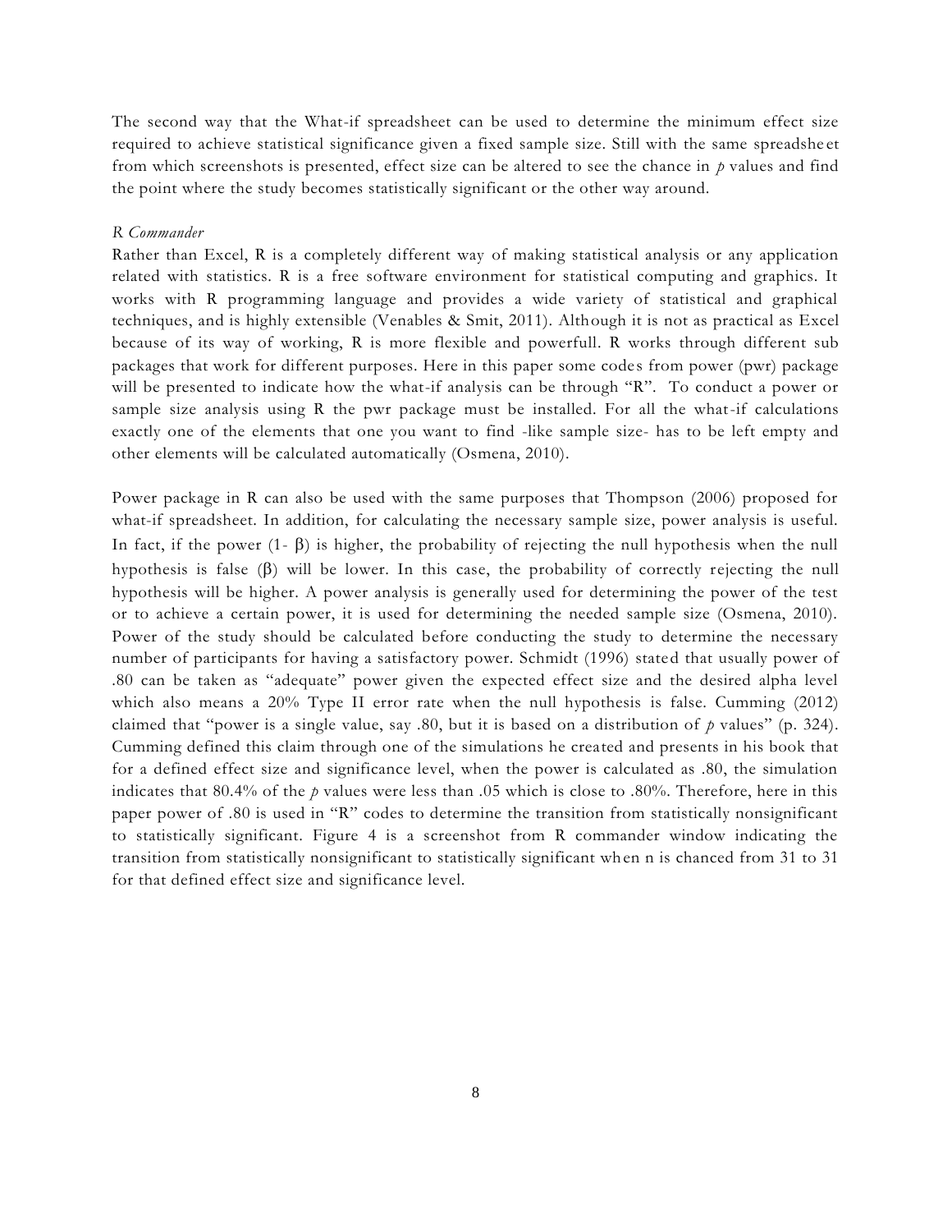The second way that the What-if spreadsheet can be used to determine the minimum effect size required to achieve statistical significance given a fixed sample size. Still with the same spreadsheet from which screenshots is presented, effect size can be altered to see the chance in *p* values and find the point where the study becomes statistically significant or the other way around.

*R Commander*

Rather than Excel, R is a completely different way of making statistical analysis or any application related with statistics. R is a free software environment for statistical computing and graphics. It works with R programming language and provides a wide variety of statistical and graphical techniques, and is highly extensible (Venables & Smit, 2011). Although it is not as practical as Excel because of its way of working, R is more flexible and powerfull. R works through different sub packages that work for different purposes. Here in this paper some codes from power (pwr) package will be presented to indicate how the what-if analysis can be through "R". To conduct a power or sample size analysis using R the pwr package must be installed. For all the what-if calculations exactly one of the elements that one you want to find -like sample size- has to be left empty and other elements will be calculated automatically (Osmena, 2010).

Power package in R can also be used with the same purposes that Thompson (2006) proposed for what-if spreadsheet. In addition, for calculating the necessary sample size, power analysis is useful. In fact, if the power (1- β) is higher, the probability of rejecting the null hypothesis when the null hypothesis is false (β) will be lower. In this case, the probability of correctly rejecting the null hypothesis will be higher. A power analysis is generally used for determining the power of the test or to achieve a certain power, it is used for determining the needed sample size (Osmena, 2010). Power of the study should be calculated before conducting the study to determine the necessary number of participants for having a satisfactory power. Schmidt (1996) stated that usually power of .80 can be taken as "adequate" power given the expected effect size and the desired alpha level which also means a 20% Type II error rate when the null hypothesis is false. Cumming (2012) claimed that "power is a single value, say .80, but it is based on a distribution of *p* values" (p. 324). Cumming defined this claim through one of the simulations he created and presents in his book that for a defined effect size and significance level, when the power is calculated as .80, the simulation indicates that 80.4% of the *p* values were less than .05 which is close to .80%. Therefore, here in this paper power of .80 is used in "R" codes to determine the transition from statistically nonsignificant to statistically significant. Figure 4 is a screenshot from R commander window indicating the transition from statistically nonsignificant to statistically significant when n is chanced from 31 to 31 for that defined effect size and significance level.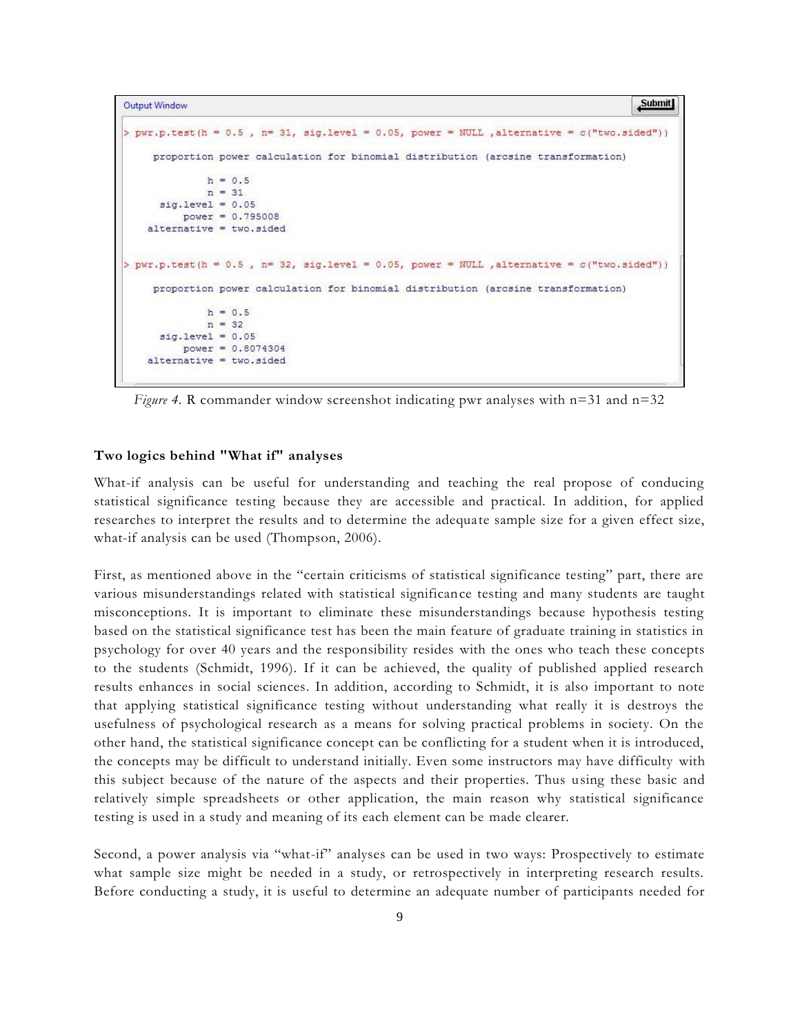```
Output Window
> pwr.p.test(h = 0.5 , n= 31, sig.level = 0.05, power = NULL ,alternative = c("two.sided"))

     proportion power calculation for binomial distribution (arcsine transformation)

              h = 0.5
              n = 31
      sig.level = 0.05
          power = 0.795008
    alternative = two.sided

> pwr.p.test(h = 0.5 , n= 32, sig.level = 0.05, power = NULL ,alternative = c("two.sided"))

     proportion power calculation for binomial distribution (arcsine transformation)

              h = 0.5
              n = 32
      sig.level = 0.05
          power = 0.8074304
    alternative = two.sided
```

*Figure 4.* R commander window screenshot indicating pwr analyses with n=31 and n=32

### Two logics behind "What if" analyses

What-if analysis can be useful for understanding and teaching the real propose of conducing statistical significance testing because they are accessible and practical. In addition, for applied researches to interpret the results and to determine the adequate sample size for a given effect size, what-if analysis can be used (Thompson, 2006).

First, as mentioned above in the "certain criticisms of statistical significance testing" part, there are various misunderstandings related with statistical significance testing and many students are taught misconceptions. It is important to eliminate these misunderstandings because hypothesis testing based on the statistical significance test has been the main feature of graduate training in statistics in psychology for over 40 years and the responsibility resides with the ones who teach these concepts to the students (Schmidt, 1996). If it can be achieved, the quality of published applied research results enhances in social sciences. In addition, according to Schmidt, it is also important to note that applying statistical significance testing without understanding what really it is destroys the usefulness of psychological research as a means for solving practical problems in society. On the other hand, the statistical significance concept can be conflicting for a student when it is introduced, the concepts may be difficult to understand initially. Even some instructors may have difficulty with this subject because of the nature of the aspects and their properties. Thus using these basic and relatively simple spreadsheets or other application, the main reason why statistical significance testing is used in a study and meaning of its each element can be made clearer.

Second, a power analysis via "what-if" analyses can be used in two ways: Prospectively to estimate what sample size might be needed in a study, or retrospectively in interpreting research results. Before conducting a study, it is useful to determine an adequate number of participants needed for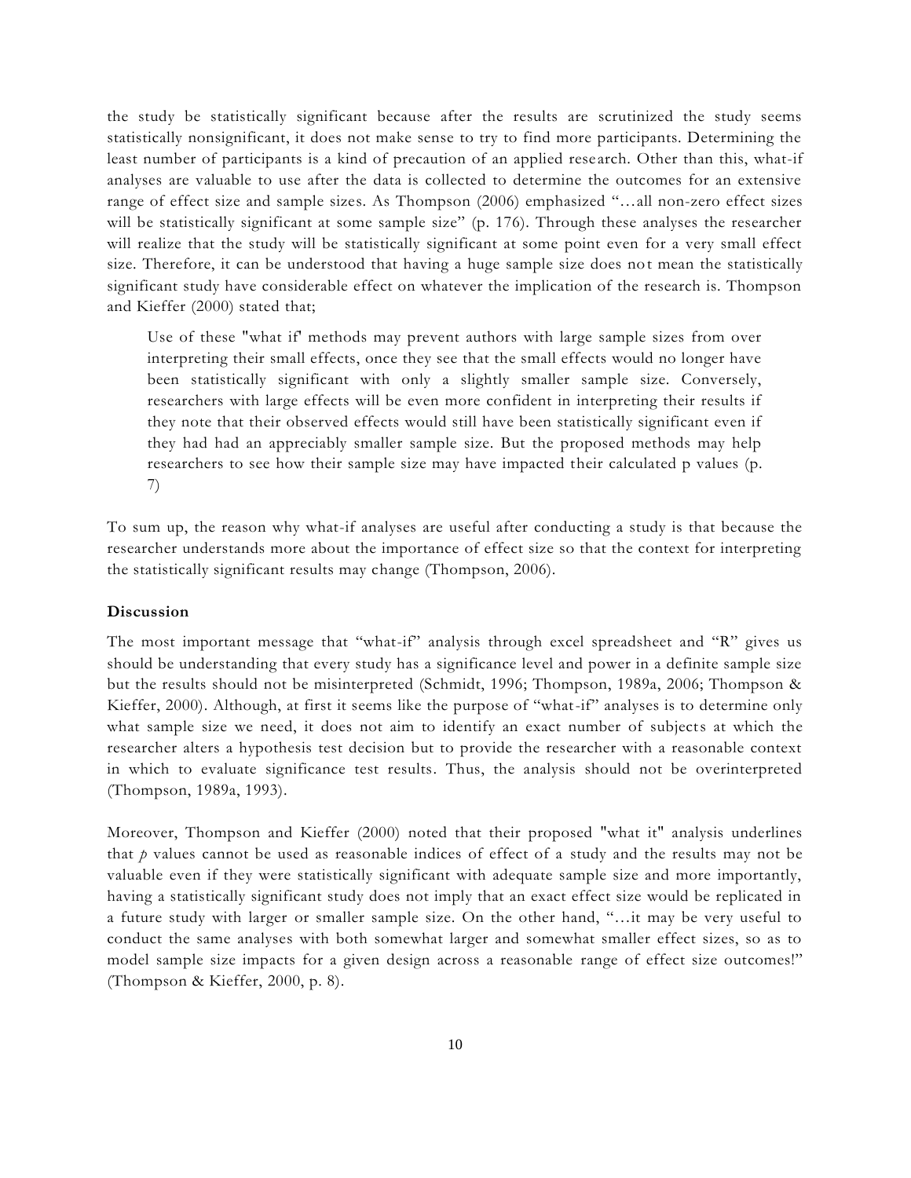the study be statistically significant because after the results are scrutinized the study seems statistically nonsignificant, it does not make sense to try to find more participants. Determining the least number of participants is a kind of precaution of an applied research. Other than this, what-if analyses are valuable to use after the data is collected to determine the outcomes for an extensive range of effect size and sample sizes. As Thompson (2006) emphasized "…all non-zero effect sizes will be statistically significant at some sample size" (p. 176). Through these analyses the researcher will realize that the study will be statistically significant at some point even for a very small effect size. Therefore, it can be understood that having a huge sample size does not mean the statistically significant study have considerable effect on whatever the implication of the research is. Thompson and Kieffer (2000) stated that;

> Use of these "what if' methods may prevent authors with large sample sizes from over interpreting their small effects, once they see that the small effects would no longer have been statistically significant with only a slightly smaller sample size. Conversely, researchers with large effects will be even more confident in interpreting their results if they note that their observed effects would still have been statistically significant even if they had had an appreciably smaller sample size. But the proposed methods may help researchers to see how their sample size may have impacted their calculated p values (p. 7)

To sum up, the reason why what-if analyses are useful after conducting a study is that because the researcher understands more about the importance of effect size so that the context for interpreting the statistically significant results may change (Thompson, 2006).

**Discussion**

The most important message that "what-if" analysis through excel spreadsheet and "R" gives us should be understanding that every study has a significance level and power in a definite sample size but the results should not be misinterpreted (Schmidt, 1996; Thompson, 1989a, 2006; Thompson & Kieffer, 2000). Although, at first it seems like the purpose of "what-if" analyses is to determine only what sample size we need, it does not aim to identify an exact number of subjects at which the researcher alters a hypothesis test decision but to provide the researcher with a reasonable context in which to evaluate significance test results. Thus, the analysis should not be overinterpreted (Thompson, 1989a, 1993).

Moreover, Thompson and Kieffer (2000) noted that their proposed "what it" analysis underlines that $p$ values cannot be used as reasonable indices of effect of a study and the results may not be valuable even if they were statistically significant with adequate sample size and more importantly, having a statistically significant study does not imply that an exact effect size would be replicated in a future study with larger or smaller sample size. On the other hand, "…it may be very useful to conduct the same analyses with both somewhat larger and somewhat smaller effect sizes, so as to model sample size impacts for a given design across a reasonable range of effect size outcomes!" (Thompson & Kieffer, 2000, p. 8).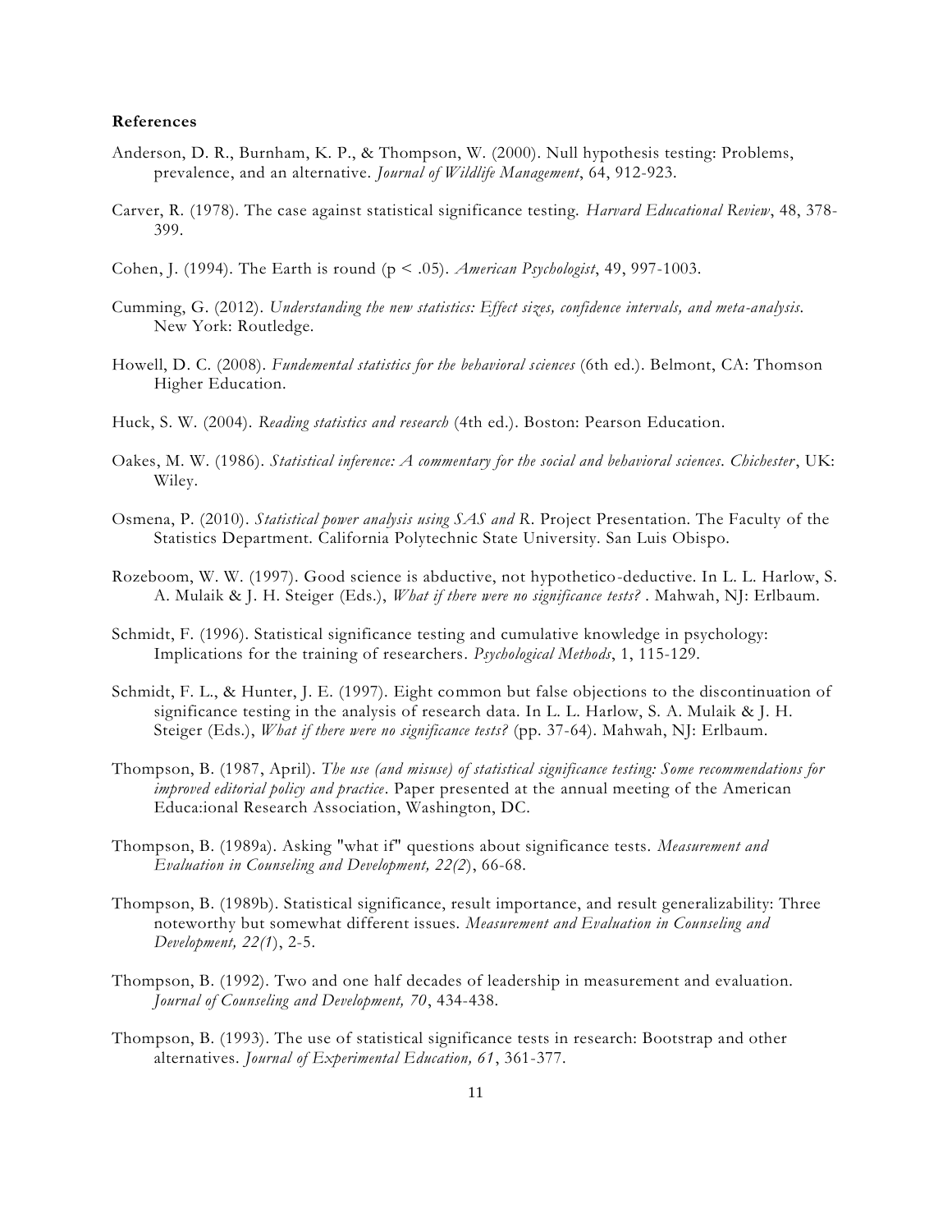**References**

Anderson, D. R., Burnham, K. P., & Thompson, W. (2000). Null hypothesis testing: Problems, prevalence, and an alternative. *Journal of Wildlife Management*, 64, 912-923.

Carver, R. (1978). The case against statistical significance testing. *Harvard Educational Review*, 48, 378-399.

Cohen, J. (1994). The Earth is round ($p < .05$). *American Psychologist*, 49, 997-1003.

Cumming, G. (2012). *Understanding the new statistics: Effect sizes, confidence intervals, and meta-analysis*. New York: Routledge.

Howell, D. C. (2008). *Fundemental statistics for the behavioral sciences* (6th ed.). Belmont, CA: Thomson Higher Education.

Huck, S. W. (2004). *Reading statistics and research* (4th ed.). Boston: Pearson Education.

Oakes, M. W. (1986). *Statistical inference: A commentary for the social and behavioral sciences. Chichester*, UK: Wiley.

Osmena, P. (2010). *Statistical power analysis using SAS and R*. Project Presentation. The Faculty of the Statistics Department. California Polytechnic State University. San Luis Obispo.

Rozeboom, W. W. (1997). Good science is abductive, not hypothetico-deductive. In L. L. Harlow, S. A. Mulaik & J. H. Steiger (Eds.), *What if there were no significance tests?* . Mahwah, NJ: Erlbaum.

Schmidt, F. (1996). Statistical significance testing and cumulative knowledge in psychology: Implications for the training of researchers. *Psychological Methods*, 1, 115-129.

Schmidt, F. L., & Hunter, J. E. (1997). Eight common but false objections to the discontinuation of significance testing in the analysis of research data. In L. L. Harlow, S. A. Mulaik & J. H. Steiger (Eds.), *What if there were no significance tests?* (pp. 37-64). Mahwah, NJ: Erlbaum.

Thompson, B. (1987, April). *The use (and misuse) of statistical significance testing: Some recommendations for improved editorial policy and practice*. Paper presented at the annual meeting of the American Educa:ional Research Association, Washington, DC.

Thompson, B. (1989a). Asking "what if" questions about significance tests. *Measurement and Evaluation in Counseling and Development, 22(2*), 66-68.

Thompson, B. (1989b). Statistical significance, result importance, and result generalizability: Three noteworthy but somewhat different issues. *Measurement and Evaluation in Counseling and Development, 22(1*), 2-5.

Thompson, B. (1992). Two and one half decades of leadership in measurement and evaluation. *Journal of Counseling and Development, 70*, 434-438.

Thompson, B. (1993). The use of statistical significance tests in research: Bootstrap and other alternatives. *Journal of Experimental Education, 61*, 361-377.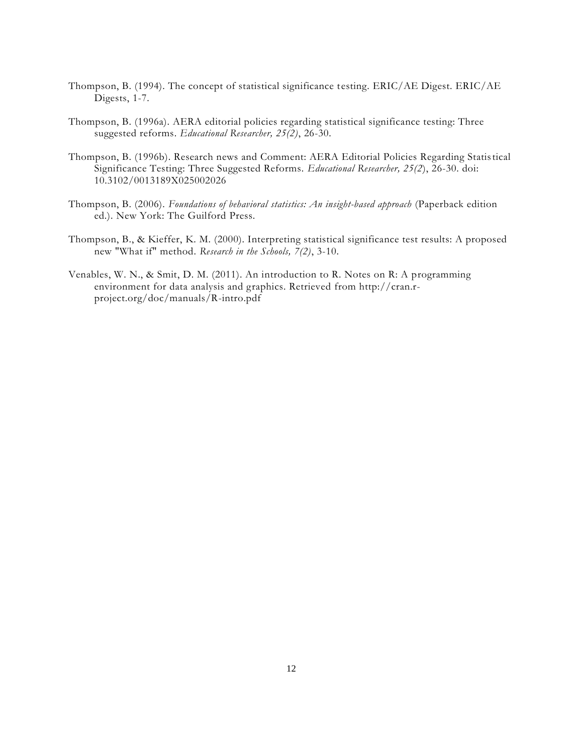Thompson, B. (1994). The concept of statistical significance testing. ERIC/AE Digest. ERIC/AE Digests, 1-7.

Thompson, B. (1996a). AERA editorial policies regarding statistical significance testing: Three suggested reforms. *Educational Researcher, 25(2)*, 26-30.

Thompson, B. (1996b). Research news and Comment: AERA Editorial Policies Regarding Statistical Significance Testing: Three Suggested Reforms. *Educational Researcher, 25(2*), 26-30. doi: 10.3102/0013189X025002026

Thompson, B. (2006). *Foundations of behavioral statistics: An insight-based approach* (Paperback edition ed.). New York: The Guilford Press.

Thompson, B., & Kieffer, K. M. (2000). Interpreting statistical significance test results: A proposed new "What if" method. *Research in the Schools, 7(2)*, 3-10.

Venables, W. N., & Smit, D. M. (2011). An introduction to R. Notes on R: A programming environment for data analysis and graphics. Retrieved from http://cran.r-project.org/doc/manuals/R-intro.pdf